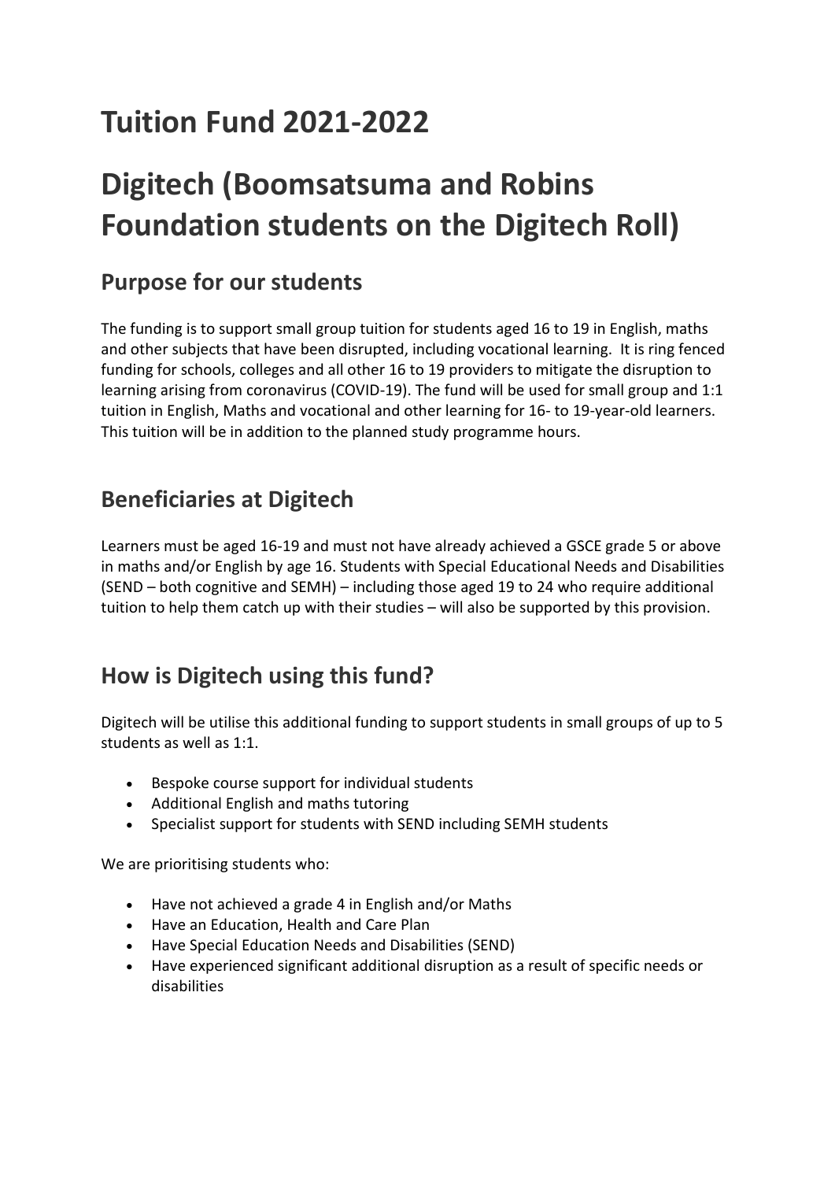# Tuition Fund 2021-2022

# Digitech (Boomsatsuma and Robins Foundation students on the Digitech Roll)

## Purpose for our students

The funding is to support small group tuition for students aged 16 to 19 in English, maths and other subjects that have been disrupted, including vocational learning. It is ring fenced funding for schools, colleges and all other 16 to 19 providers to mitigate the disruption to learning arising from coronavirus (COVID-19). The fund will be used for small group and 1:1 tuition in English, Maths and vocational and other learning for 16- to 19-year-old learners. This tuition will be in addition to the planned study programme hours.

## Beneficiaries at Digitech

Learners must be aged 16-19 and must not have already achieved a GSCE grade 5 or above in maths and/or English by age 16. Students with Special Educational Needs and Disabilities (SEND – both cognitive and SEMH) – including those aged 19 to 24 who require additional tuition to help them catch up with their studies – will also be supported by this provision.

## How is Digitech using this fund?

Digitech will be utilise this additional funding to support students in small groups of up to 5 students as well as 1:1.

- Bespoke course support for individual students
- Additional English and maths tutoring
- Specialist support for students with SEND including SEMH students

We are prioritising students who:

- Have not achieved a grade 4 in English and/or Maths
- Have an Education, Health and Care Plan
- Have Special Education Needs and Disabilities (SEND)
- Have experienced significant additional disruption as a result of specific needs or disabilities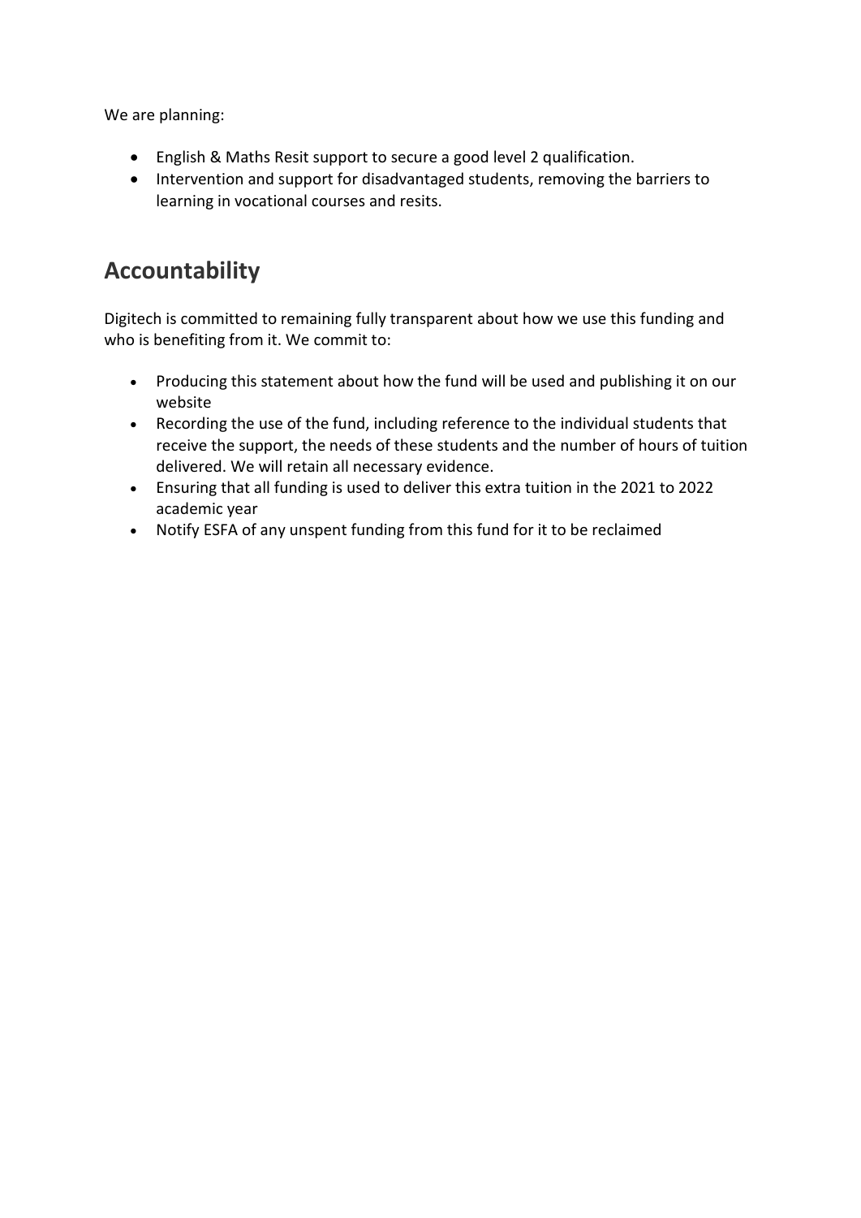We are planning:

- English & Maths Resit support to secure a good level 2 qualification.
- Intervention and support for disadvantaged students, removing the barriers to learning in vocational courses and resits.

## Accountability

Digitech is committed to remaining fully transparent about how we use this funding and who is benefiting from it. We commit to:

- Producing this statement about how the fund will be used and publishing it on our website
- Recording the use of the fund, including reference to the individual students that receive the support, the needs of these students and the number of hours of tuition delivered. We will retain all necessary evidence.
- Ensuring that all funding is used to deliver this extra tuition in the 2021 to 2022 academic year
- Notify ESFA of any unspent funding from this fund for it to be reclaimed